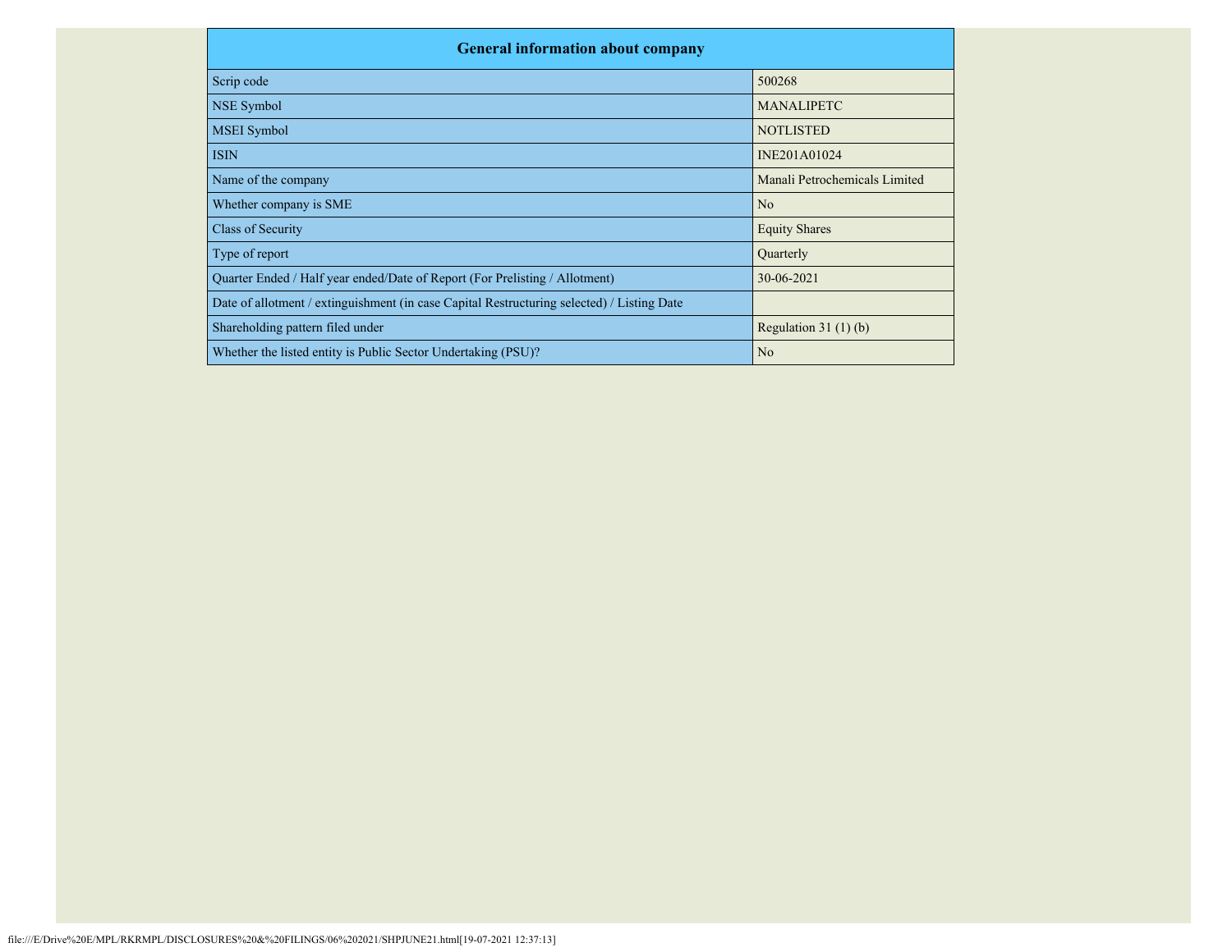| General information about company | |
|---|---|
| Scrip code | 500268 |
| NSE Symbol | MANALIPETC |
| MSEI Symbol | NOTLISTED |
| ISIN | INE201A01024 |
| Name of the company | Manali Petrochemicals Limited |
| Whether company is SME | No |
| Class of Security | Equity Shares |
| Type of report | Quarterly |
| Quarter Ended / Half year ended/Date of Report (For Prelisting / Allotment) | 30-06-2021 |
| Date of allotment / extinguishment (in case Capital Restructuring selected) / Listing Date | |
| Shareholding pattern filed under | Regulation 31 (1) (b) |
| Whether the listed entity is Public Sector Undertaking (PSU)? | No |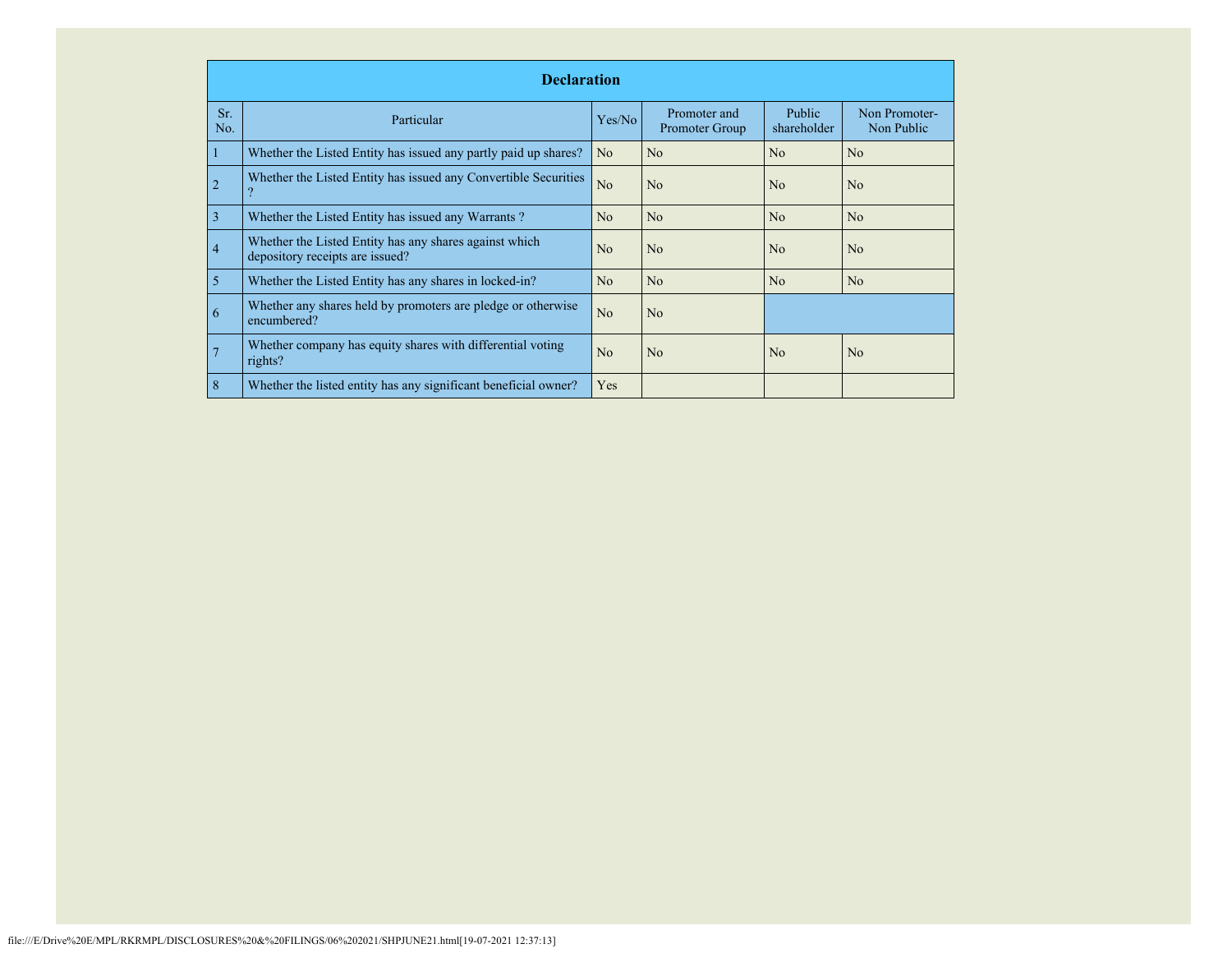| Declaration | | | | | |
|---|---|---|---|---|---|
| Sr. No. | Particular | Yes/No | Promoter and Promoter Group | Public shareholder | Non Promoter- Non Public |
| 1 | Whether the Listed Entity has issued any partly paid up shares? | No | No | No | No |
| 2 | Whether the Listed Entity has issued any Convertible Securities ? | No | No | No | No |
| 3 | Whether the Listed Entity has issued any Warrants ? | No | No | No | No |
| 4 | Whether the Listed Entity has any shares against which depository receipts are issued? | No | No | No | No |
| 5 | Whether the Listed Entity has any shares in locked-in? | No | No | No | No |
| 6 | Whether any shares held by promoters are pledge or otherwise encumbered? | No | No | | |
| 7 | Whether company has equity shares with differential voting rights? | No | No | No | No |
| 8 | Whether the listed entity has any significant beneficial owner? | Yes | | | |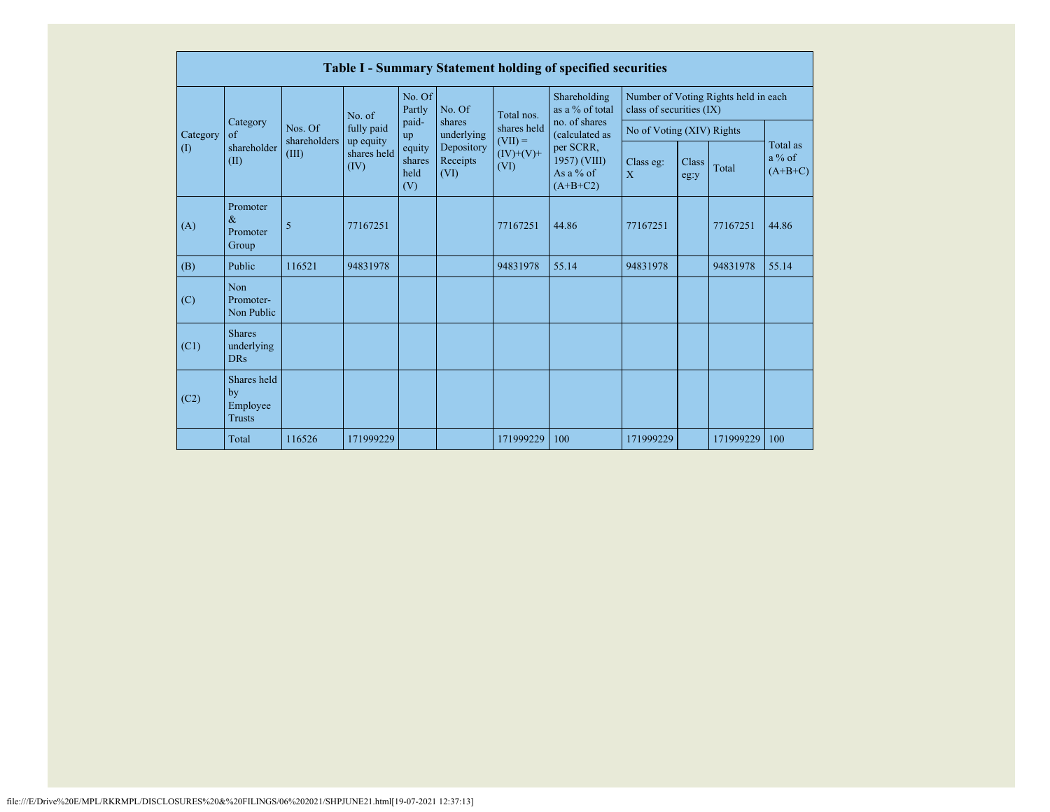| Table I - Summary Statement holding of specified securities | | | | | | | | | | | | |
|---|---|---|---|---|---|---|---|---|---|---|---|---|
| Category (I) | Category of shareholder (II) | Nos. Of shareholders (III) | No. of fully paid up equity shares held (IV) | No. Of Partly paid-up equity shares held (V) | No. Of shares underlying Depository Receipts (VI) | Total nos. shares held (VII) = (IV)+(V)+ (VI) | Shareholding as a % of total no. of shares (calculated as per SCRR, 1957) (VIII) As a % of (A+B+C2) | Number of Voting Rights held in each class of securities (IX) | | | |
| | | | | | | | | No of Voting (XIV) Rights | | | Total as a % of (A+B+C) |
| | | | | | | | | Class eg: X | Class eg:y | Total | |
| (A) | Promoter & Promoter Group | 5 | 77167251 | | | 77167251 | 44.86 | 77167251 | | 77167251 | 44.86 |
| (B) | Public | 116521 | 94831978 | | | 94831978 | 55.14 | 94831978 | | 94831978 | 55.14 |
| (C) | Non Promoter- Non Public | | | | | | | | | | |
| (C1) | Shares underlying DRs | | | | | | | | | | |
| (C2) | Shares held by Employee Trusts | | | | | | | | | | |
| | Total | 116526 | 171999229 | | | 171999229 | 100 | 171999229 | | 171999229 | 100 |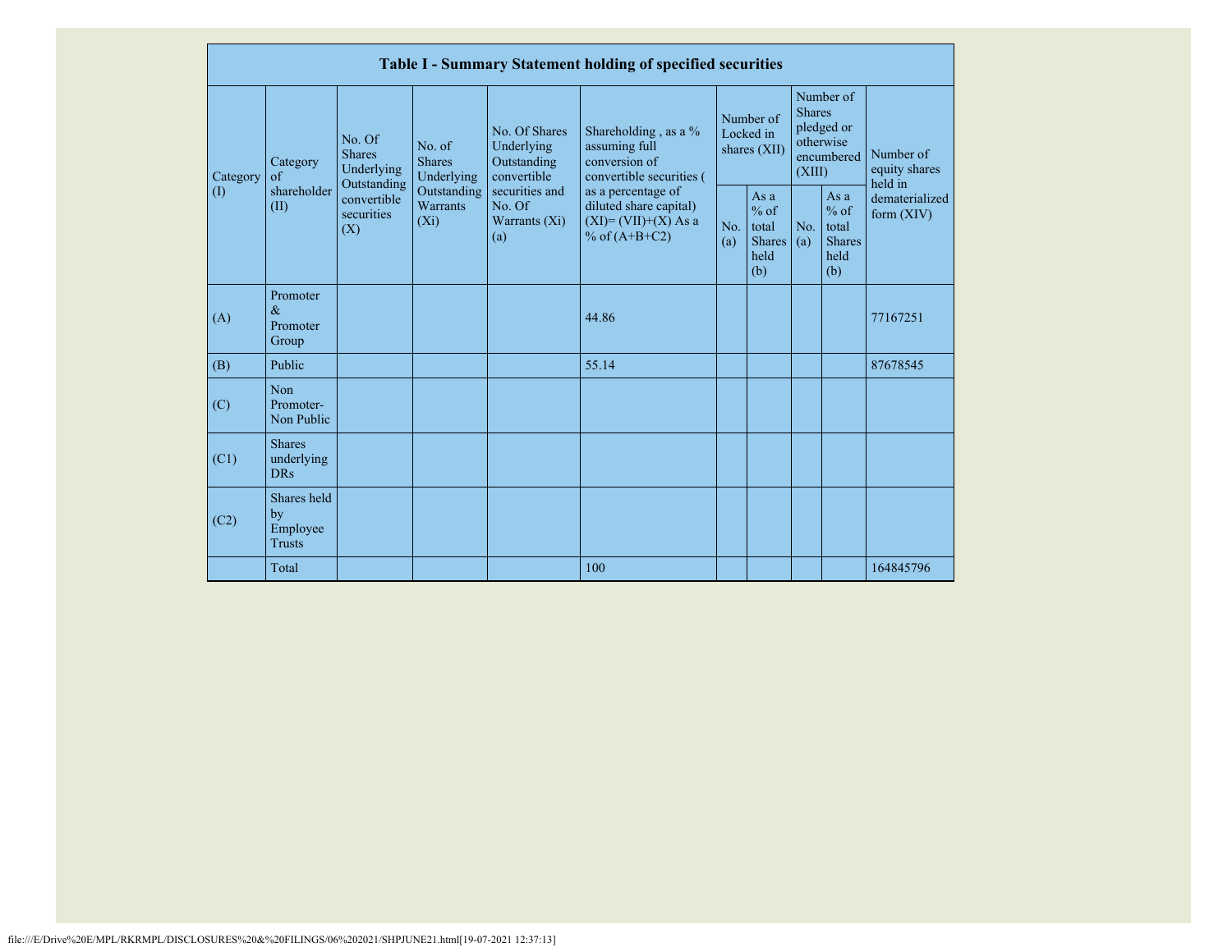| Table I - Summary Statement holding of specified securities | | | | | | | | | | |
|---|---|---|---|---|---|---|---|---|---|---|
| Category (I) | Category of shareholder (II) | No. Of Shares Underlying Outstanding convertible securities (X) | No. of Shares Underlying Outstanding Warrants (Xi) | No. Of Shares Underlying Outstanding convertible securities and No. Of Warrants (Xi) (a) | Shareholding , as a % assuming full conversion of convertible securities ( as a percentage of diluted share capital) (XI)= (VII)+(X) As a % of (A+B+C2) | Number of Locked in shares (XII) | | Number of Shares pledged or otherwise encumbered (XIII) | | Number of equity shares held in dematerialized form (XIV) |
| | | | | | | No. (a) | As a % of total Shares held (b) | No. (a) | As a % of total Shares held (b) | |
| (A) | Promoter & Promoter Group | | | | 44.86 | | | | | 77167251 |
| (B) | Public | | | | 55.14 | | | | | 87678545 |
| (C) | Non Promoter- Non Public | | | | | | | | | |
| (C1) | Shares underlying DRs | | | | | | | | | |
| (C2) | Shares held by Employee Trusts | | | | | | | | | |
| | Total | | | | 100 | | | | | 164845796 |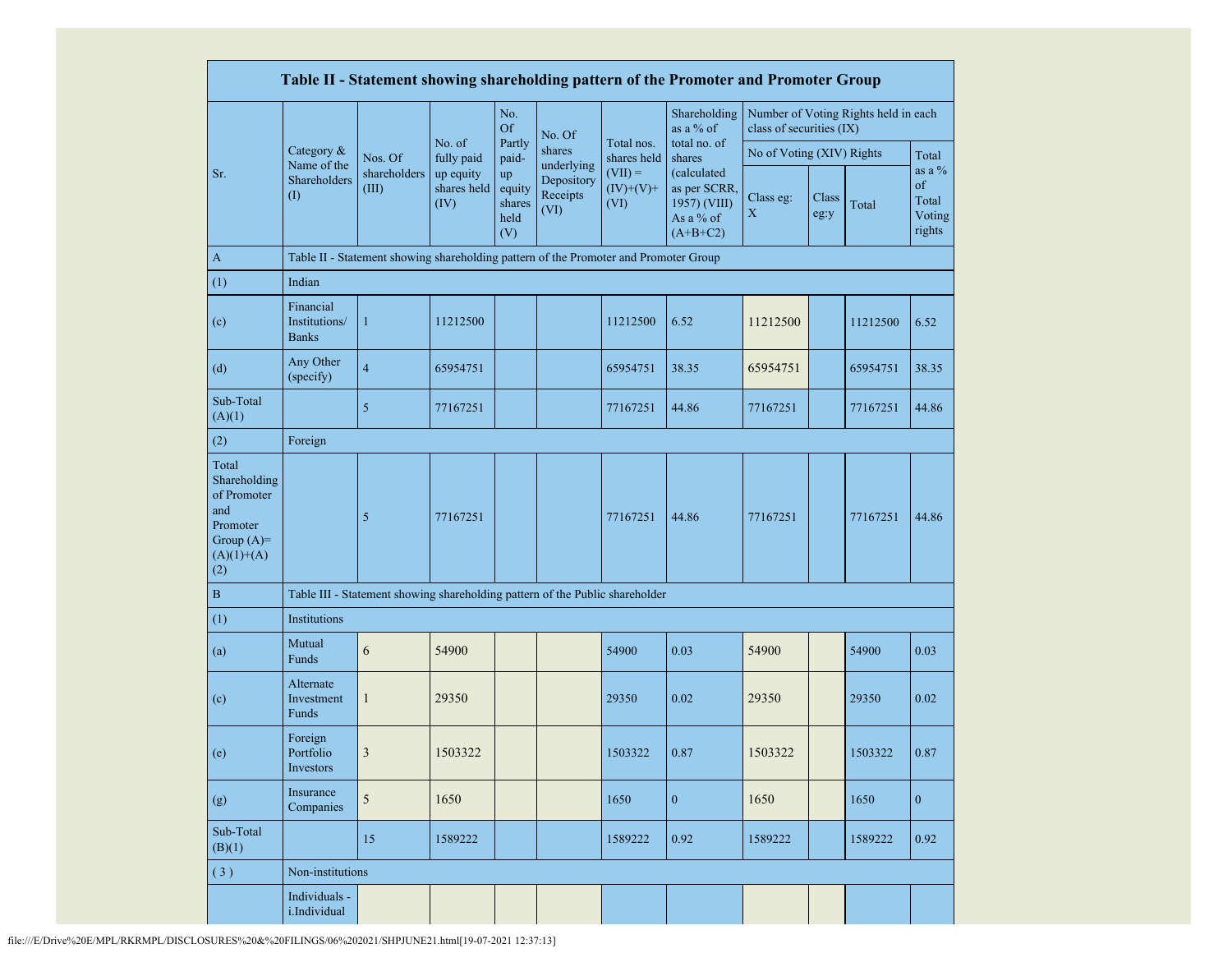| Table II - Statement showing shareholding pattern of the Promoter and Promoter Group | | | | | | | | | | | |
|---|---|---|---|---|---|---|---|---|---|---|---|
| Sr. | Category & Name of the Shareholders (I) | Nos. Of shareholders (III) | No. of fully paid up equity shares held (IV) | No. Of Partly paid-up equity shares held (V) | No. Of shares underlying Depository Receipts (VI) | Total nos. shares held (VII) = (IV)+(V)+ (VI) | Shareholding as a % of total no. of shares (calculated as per SCRR, 1957) (VIII) As a % of (A+B+C2) | Number of Voting Rights held in each class of securities (IX) | | | |
| | | | | | | | | No of Voting (XIV) Rights | | | Total as a % of Total Voting rights |
| | | | | | | | | Class eg: X | Class eg:y | Total | |
| A | Table II - Statement showing shareholding pattern of the Promoter and Promoter Group | | | | | | | | | | |
| (1) | Indian | | | | | | | | | | |
| (c) | Financial Institutions/ Banks | 1 | 11212500 | | | 11212500 | 6.52 | 11212500 | | 11212500 | 6.52 |
| (d) | Any Other (specify) | 4 | 65954751 | | | 65954751 | 38.35 | 65954751 | | 65954751 | 38.35 |
| Sub-Total (A)(1) | | 5 | 77167251 | | | 77167251 | 44.86 | 77167251 | | 77167251 | 44.86 |
| (2) | Foreign | | | | | | | | | | |
| Total Shareholding of Promoter and Promoter Group (A)= (A)(1)+(A)(2) | | 5 | 77167251 | | | 77167251 | 44.86 | 77167251 | | 77167251 | 44.86 |
| B | Table III - Statement showing shareholding pattern of the Public shareholder | | | | | | | | | | |
| (1) | Institutions | | | | | | | | | | |
| (a) | Mutual Funds | 6 | 54900 | | | 54900 | 0.03 | 54900 | | 54900 | 0.03 |
| (c) | Alternate Investment Funds | 1 | 29350 | | | 29350 | 0.02 | 29350 | | 29350 | 0.02 |
| (e) | Foreign Portfolio Investors | 3 | 1503322 | | | 1503322 | 0.87 | 1503322 | | 1503322 | 0.87 |
| (g) | Insurance Companies | 5 | 1650 | | | 1650 | 0 | 1650 | | 1650 | 0 |
| Sub-Total (B)(1) | | 15 | 1589222 | | | 1589222 | 0.92 | 1589222 | | 1589222 | 0.92 |
| (3) | Non-institutions | | | | | | | | | | |
| | Individuals - i.Individual | | | | | | | | | | |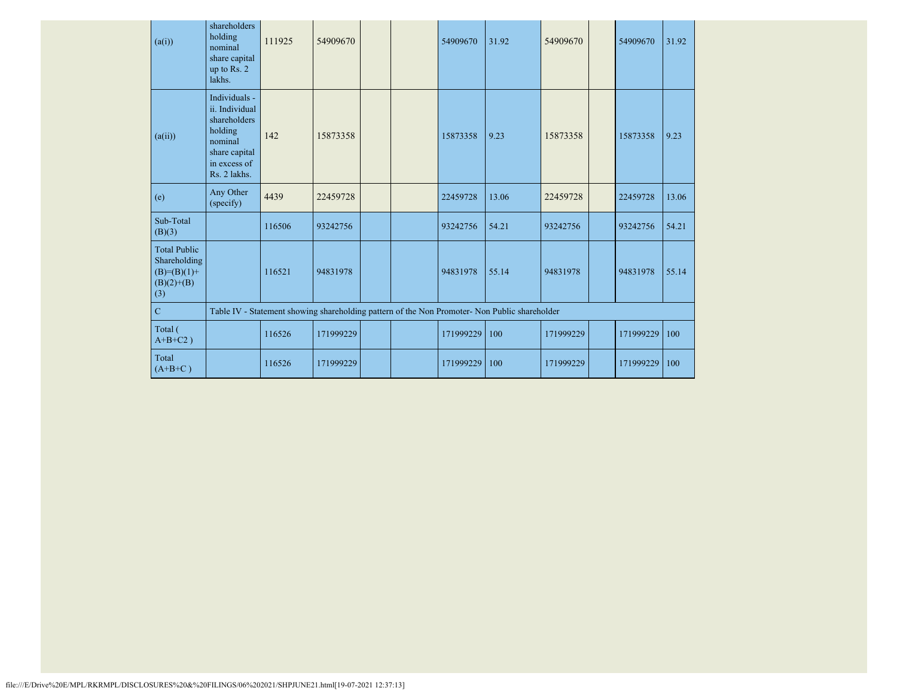| | | | | | | | | | | | |
|---|---|---|---|---|---|---|---|---|---|---|---|
| (a(i)) | shareholders holding nominal share capital up to Rs. 2 lakhs. | 111925 | 54909670 | | | 54909670 | 31.92 | 54909670 | | 54909670 | 31.92 |
| (a(ii)) | Individuals - ii. Individual shareholders holding nominal share capital in excess of Rs. 2 lakhs. | 142 | 15873358 | | | 15873358 | 9.23 | 15873358 | | 15873358 | 9.23 |
| (e) | Any Other (specify) | 4439 | 22459728 | | | 22459728 | 13.06 | 22459728 | | 22459728 | 13.06 |
| Sub-Total (B)(3) | | 116506 | 93242756 | | | 93242756 | 54.21 | 93242756 | | 93242756 | 54.21 |
| Total Public Shareholding (B)=(B)(1)+(B)(2)+(B)(3) | | 116521 | 94831978 | | | 94831978 | 55.14 | 94831978 | | 94831978 | 55.14 |
| C | Table IV - Statement showing shareholding pattern of the Non Promoter- Non Public shareholder | | | | | | | | | | |
| Total ( A+B+C2 ) | | 116526 | 171999229 | | | 171999229 | 100 | 171999229 | | 171999229 | 100 |
| Total (A+B+C ) | | 116526 | 171999229 | | | 171999229 | 100 | 171999229 | | 171999229 | 100 |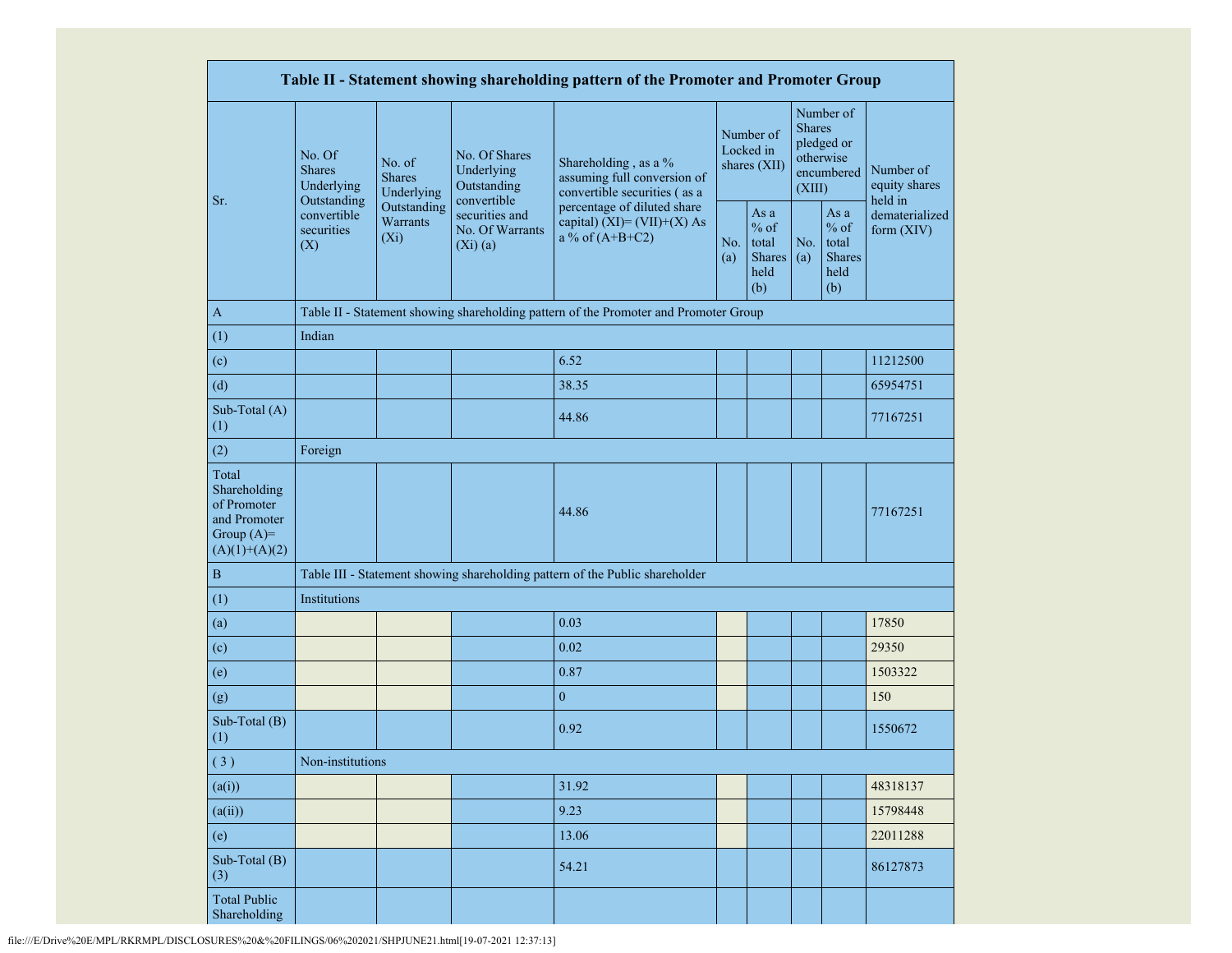| Table II - Statement showing shareholding pattern of the Promoter and Promoter Group | | | | | | | | | |
|---|---|---|---|---|---|---|---|---|---|
| Sr. | No. Of Shares Underlying Outstanding convertible securities (X) | No. of Shares Underlying Outstanding Warrants (Xi) | No. Of Shares Underlying Outstanding convertible securities and No. Of Warrants (Xi) (a) | Shareholding , as a % assuming full conversion of convertible securities ( as a percentage of diluted share capital) (XI)= (VII)+(X) As a % of (A+B+C2) | Number of Locked in shares (XII) | | Number of Shares pledged or otherwise encumbered (XIII) | | Number of equity shares held in dematerialized form (XIV) |
| | | | | | No. (a) | As a % of total Shares held (b) | No. (a) | As a % of total Shares held (b) | |
| A | Table II - Statement showing shareholding pattern of the Promoter and Promoter Group | | | | | | | | |
| (1) | Indian | | | | | | | | |
| (c) | | | | 6.52 | | | | | 11212500 |
| (d) | | | | 38.35 | | | | | 65954751 |
| Sub-Total (A) (1) | | | | 44.86 | | | | | 77167251 |
| (2) | Foreign | | | | | | | | |
| Total Shareholding of Promoter and Promoter Group (A)= (A)(1)+(A)(2) | | | | 44.86 | | | | | 77167251 |
| B | Table III - Statement showing shareholding pattern of the Public shareholder | | | | | | | | |
| (1) | Institutions | | | | | | | | |
| (a) | | | | 0.03 | | | | | 17850 |
| (c) | | | | 0.02 | | | | | 29350 |
| (e) | | | | 0.87 | | | | | 1503322 |
| (g) | | | | 0 | | | | | 150 |
| Sub-Total (B) (1) | | | | 0.92 | | | | | 1550672 |
| ( 3 ) | Non-institutions | | | | | | | | |
| (a(i)) | | | | 31.92 | | | | | 48318137 |
| (a(ii)) | | | | 9.23 | | | | | 15798448 |
| (e) | | | | 13.06 | | | | | 22011288 |
| Sub-Total (B) (3) | | | | 54.21 | | | | | 86127873 |
| Total Public Shareholding | | | | | | | | | |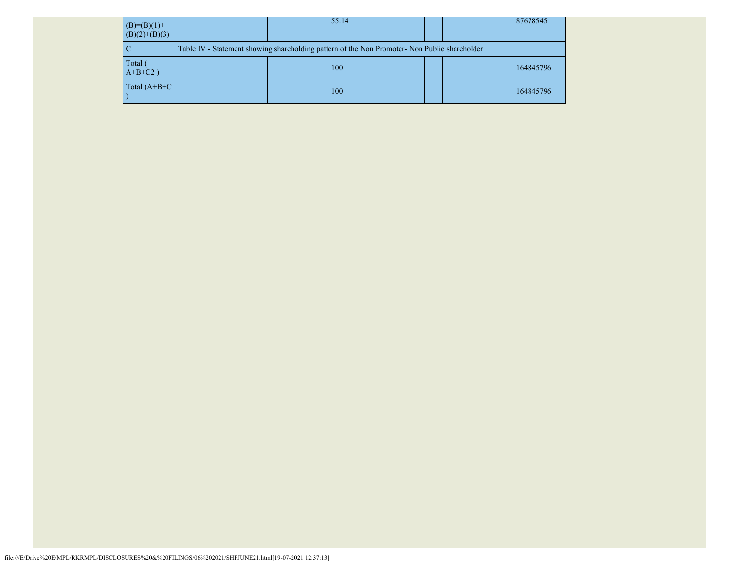| | | | | | | | | | |
|---|---|---|---|---|---|---|---|---|---|
| (B)=(B)(1)+(B)(2)+(B)(3) | | | | 55.14 | | | | | 87678545 |
| C | Table IV - Statement showing shareholding pattern of the Non Promoter- Non Public shareholder | | | | | | | | |
| Total ( A+B+C2 ) | | | | 100 | | | | | 164845796 |
| Total (A+B+C ) | | | | 100 | | | | | 164845796 |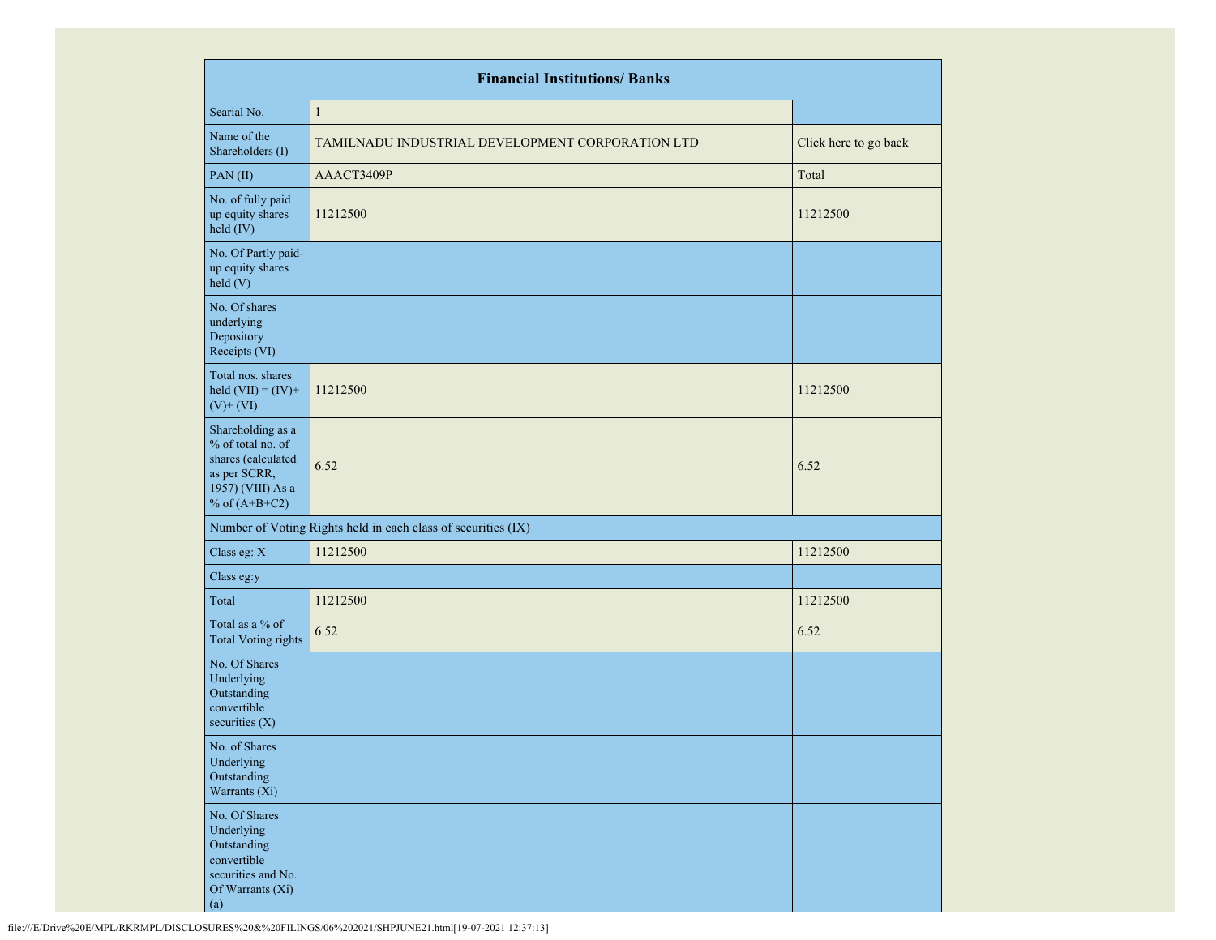| Financial Institutions/ Banks | | |
|---|---|---|
| Searial No. | 1 | |
| Name of the Shareholders (I) | TAMILNADU INDUSTRIAL DEVELOPMENT CORPORATION LTD | Click here to go back |
| PAN (II) | AAACT3409P | Total |
| No. of fully paid up equity shares held (IV) | 11212500 | 11212500 |
| No. Of Partly paid-up equity shares held (V) | | |
| No. Of shares underlying Depository Receipts (VI) | | |
| Total nos. shares held (VII) = (IV)+ (V)+ (VI) | 11212500 | 11212500 |
| Shareholding as a % of total no. of shares (calculated as per SCRR, 1957) (VIII) As a % of (A+B+C2) | 6.52 | 6.52 |
| Number of Voting Rights held in each class of securities (IX) | | |
| Class eg: X | 11212500 | 11212500 |
| Class eg:y | | |
| Total | 11212500 | 11212500 |
| Total as a % of Total Voting rights | 6.52 | 6.52 |
| No. Of Shares Underlying Outstanding convertible securities (X) | | |
| No. of Shares Underlying Outstanding Warrants (Xi) | | |
| No. Of Shares Underlying Outstanding convertible securities and No. Of Warrants (Xi) (a) | | |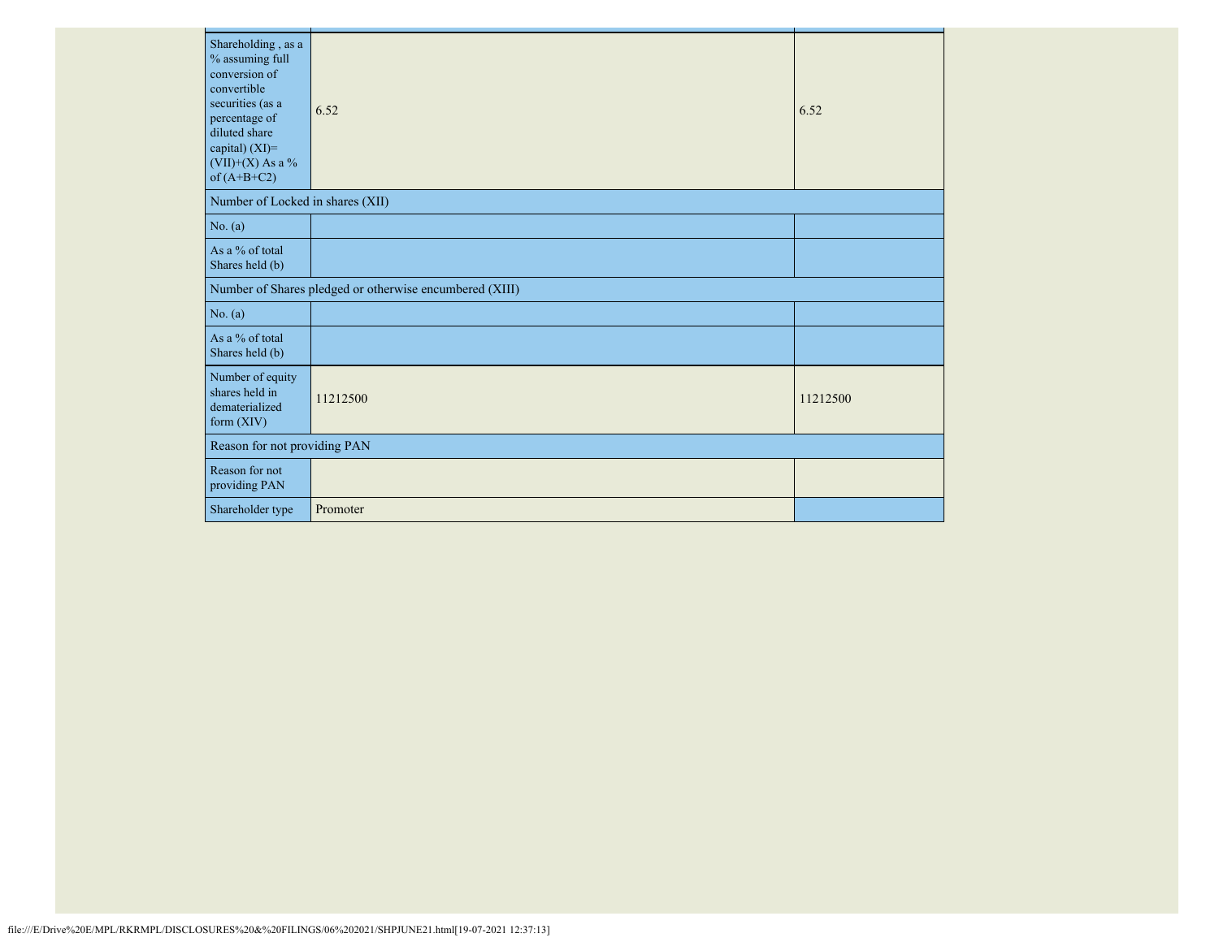| | | |
|---|---|---|
| Shareholding , as a % assuming full conversion of convertible securities (as a percentage of diluted share capital) (XI)= (VII)+(X) As a % of (A+B+C2) | 6.52 | 6.52 |
| Number of Locked in shares (XII) | | |
| No. (a) | | |
| As a % of total Shares held (b) | | |
| Number of Shares pledged or otherwise encumbered (XIII) | | |
| No. (a) | | |
| As a % of total Shares held (b) | | |
| Number of equity shares held in dematerialized form (XIV) | 11212500 | 11212500 |
| Reason for not providing PAN | | |
| Reason for not providing PAN | | |
| Shareholder type | Promoter | |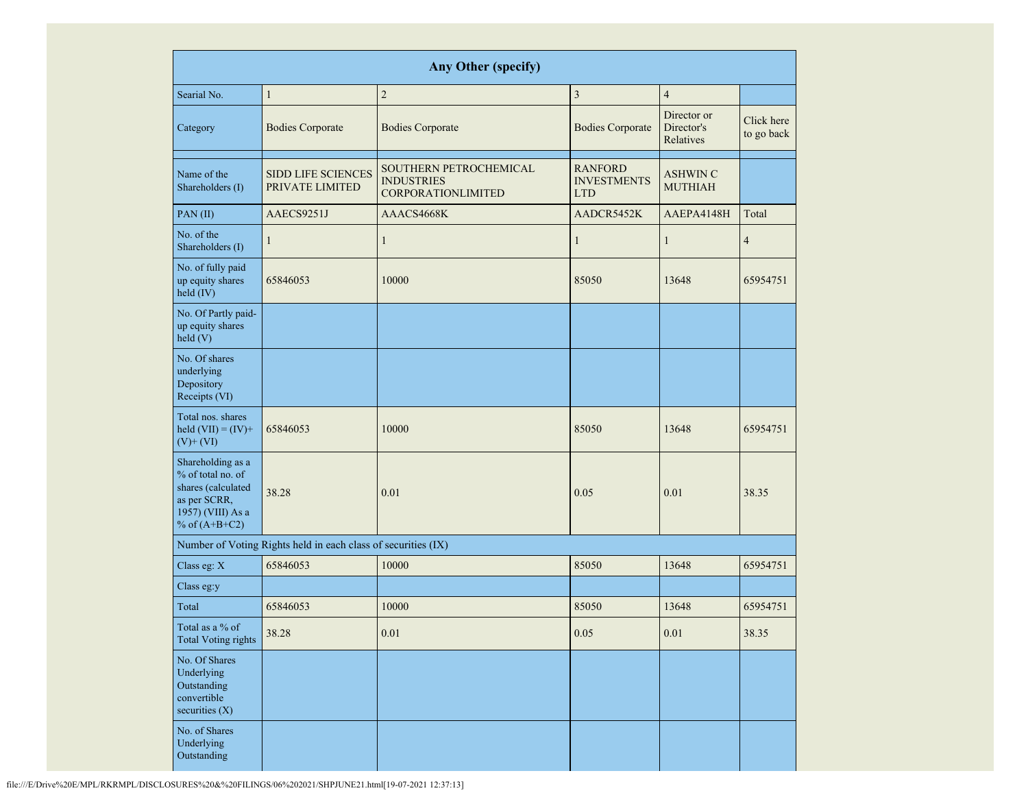| Any Other (specify) | | | | | |
|---|---|---|---|---|---|
| Searial No. | 1 | 2 | 3 | 4 | |
| Category | Bodies Corporate | Bodies Corporate | Bodies Corporate | Director or Director's Relatives | Click here to go back |
| Name of the Shareholders (I) | SIDD LIFE SCIENCES PRIVATE LIMITED | SOUTHERN PETROCHEMICAL INDUSTRIES CORPORATIONLIMITED | RANFORD INVESTMENTS LTD | ASHWIN C MUTHIAH | |
| PAN (II) | AAECS9251J | AAACS4668K | AADCR5452K | AAEPA4148H | Total |
| No. of the Shareholders (I) | 1 | 1 | 1 | 1 | 4 |
| No. of fully paid up equity shares held (IV) | 65846053 | 10000 | 85050 | 13648 | 65954751 |
| No. Of Partly paid-up equity shares held (V) | | | | | |
| No. Of shares underlying Depository Receipts (VI) | | | | | |
| Total nos. shares held (VII) = (IV)+ (V)+ (VI) | 65846053 | 10000 | 85050 | 13648 | 65954751 |
| Shareholding as a % of total no. of shares (calculated as per SCRR, 1957) (VIII) As a % of (A+B+C2) | 38.28 | 0.01 | 0.05 | 0.01 | 38.35 |
| Number of Voting Rights held in each class of securities (IX) | | | | | |
| Class eg: X | 65846053 | 10000 | 85050 | 13648 | 65954751 |
| Class eg:y | | | | | |
| Total | 65846053 | 10000 | 85050 | 13648 | 65954751 |
| Total as a % of Total Voting rights | 38.28 | 0.01 | 0.05 | 0.01 | 38.35 |
| No. Of Shares Underlying Outstanding convertible securities (X) | | | | | |
| No. of Shares Underlying Outstanding | | | | | |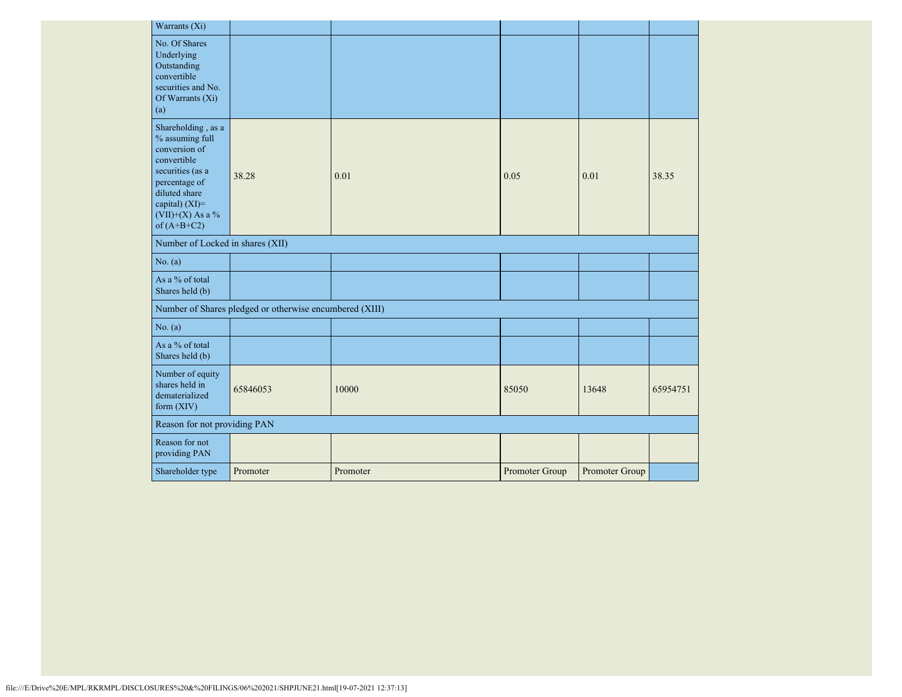| Warrants (Xi) | | | | | |
|---|---|---|---|---|---|
| No. Of Shares Underlying Outstanding convertible securities and No. Of Warrants (Xi) (a) | | | | | |
| Shareholding , as a % assuming full conversion of convertible securities (as a percentage of diluted share capital) (XI)= (VII)+(X) As a % of (A+B+C2) | 38.28 | 0.01 | 0.05 | 0.01 | 38.35 |
| Number of Locked in shares (XII) | | | | | |
| No. (a) | | | | | |
| As a % of total Shares held (b) | | | | | |
| Number of Shares pledged or otherwise encumbered (XIII) | | | | | |
| No. (a) | | | | | |
| As a % of total Shares held (b) | | | | | |
| Number of equity shares held in dematerialized form (XIV) | 65846053 | 10000 | 85050 | 13648 | 65954751 |
| Reason for not providing PAN | | | | | |
| Reason for not providing PAN | | | | | |
| Shareholder type | Promoter | Promoter | Promoter Group | Promoter Group | |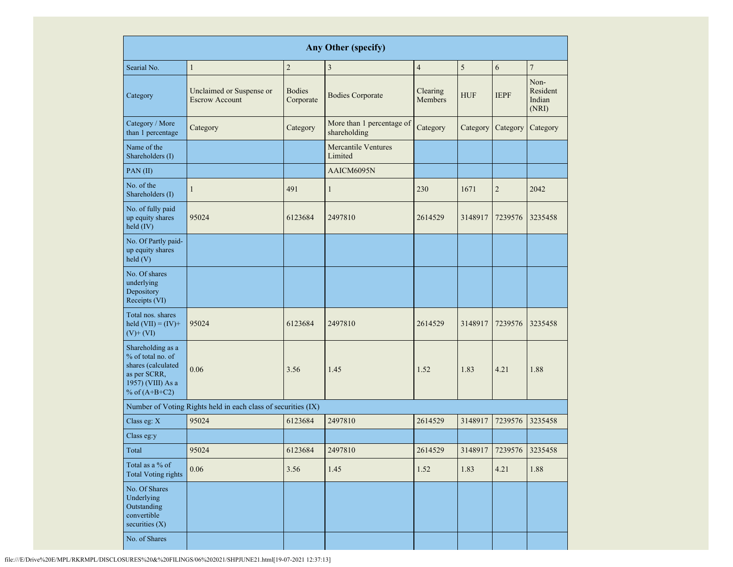| Any Other (specify) | | | | | | | |
|---|---|---|---|---|---|---|---|
| Searial No. | 1 | 2 | 3 | 4 | 5 | 6 | 7 |
| Category | Unclaimed or Suspense or Escrow Account | Bodies Corporate | Bodies Corporate | Clearing Members | HUF | IEPF | Non-Resident Indian (NRI) |
| Category / More than 1 percentage | Category | Category | More than 1 percentage of shareholding | Category | Category | Category | Category |
| Name of the Shareholders (I) | | | Mercantile Ventures Limited | | | | |
| PAN (II) | | | AAICM6095N | | | | |
| No. of the Shareholders (I) | 1 | 491 | 1 | 230 | 1671 | 2 | 2042 |
| No. of fully paid up equity shares held (IV) | 95024 | 6123684 | 2497810 | 2614529 | 3148917 | 7239576 | 3235458 |
| No. Of Partly paid-up equity shares held (V) | | | | | | | |
| No. Of shares underlying Depository Receipts (VI) | | | | | | | |
| Total nos. shares held (VII) = (IV)+ (V)+ (VI) | 95024 | 6123684 | 2497810 | 2614529 | 3148917 | 7239576 | 3235458 |
| Shareholding as a % of total no. of shares (calculated as per SCRR, 1957) (VIII) As a % of (A+B+C2) | 0.06 | 3.56 | 1.45 | 1.52 | 1.83 | 4.21 | 1.88 |
| Number of Voting Rights held in each class of securities (IX) | | | | | | | |
| Class eg: X | 95024 | 6123684 | 2497810 | 2614529 | 3148917 | 7239576 | 3235458 |
| Class eg:y | | | | | | | |
| Total | 95024 | 6123684 | 2497810 | 2614529 | 3148917 | 7239576 | 3235458 |
| Total as a % of Total Voting rights | 0.06 | 3.56 | 1.45 | 1.52 | 1.83 | 4.21 | 1.88 |
| No. Of Shares Underlying Outstanding convertible securities (X) | | | | | | | |
| No. of Shares | | | | | | | |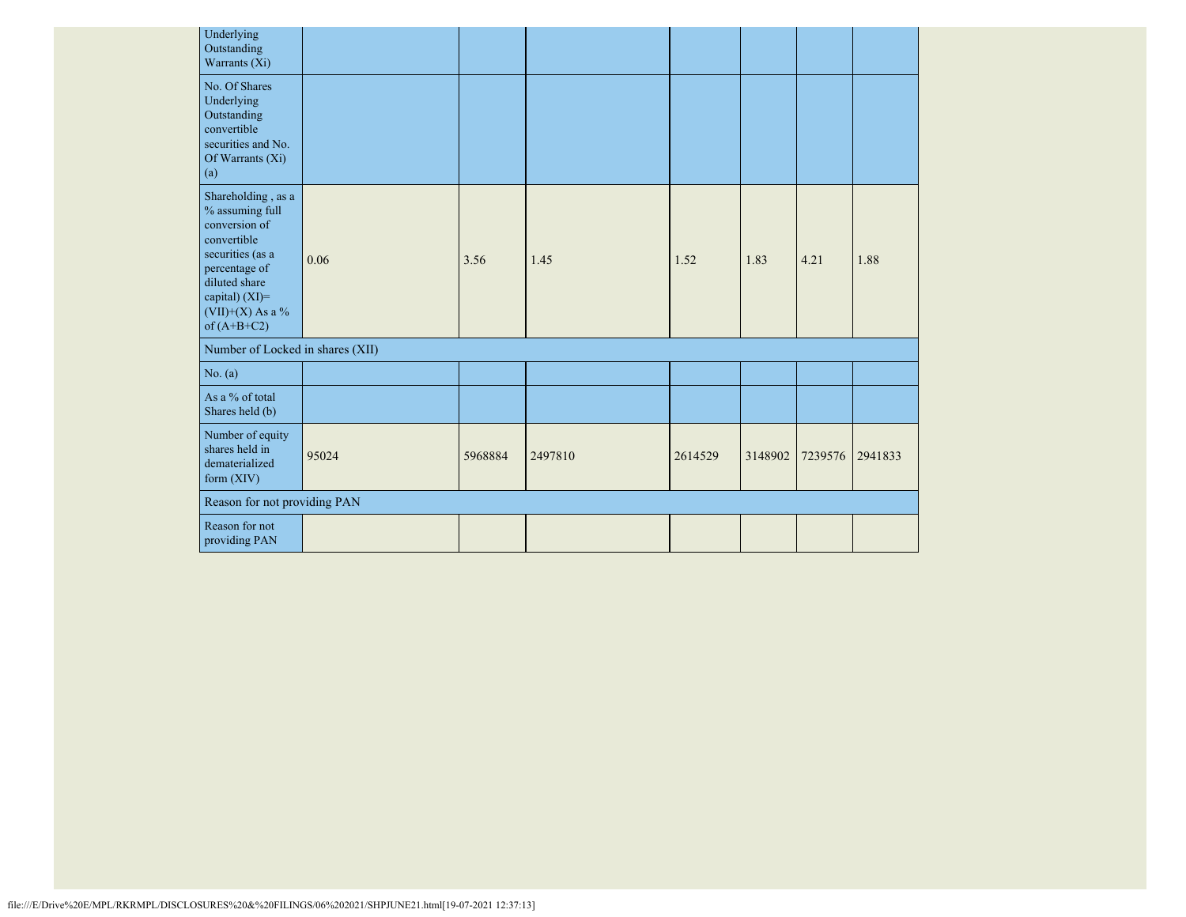| Underlying Outstanding Warrants (Xi) | | | | | | | |
|---|---|---|---|---|---|---|---|
| No. Of Shares Underlying Outstanding convertible securities and No. Of Warrants (Xi) (a) | | | | | | | |
| Shareholding , as a % assuming full conversion of convertible securities (as a percentage of diluted share capital) (XI)= (VII)+(X) As a % of (A+B+C2) | 0.06 | 3.56 | 1.45 | 1.52 | 1.83 | 4.21 | 1.88 |
| Number of Locked in shares (XII) | | | | | | | |
| No. (a) | | | | | | | |
| As a % of total Shares held (b) | | | | | | | |
| Number of equity shares held in dematerialized form (XIV) | 95024 | 5968884 | 2497810 | 2614529 | 3148902 | 7239576 | 2941833 |
| Reason for not providing PAN | | | | | | | |
| Reason for not providing PAN | | | | | | | |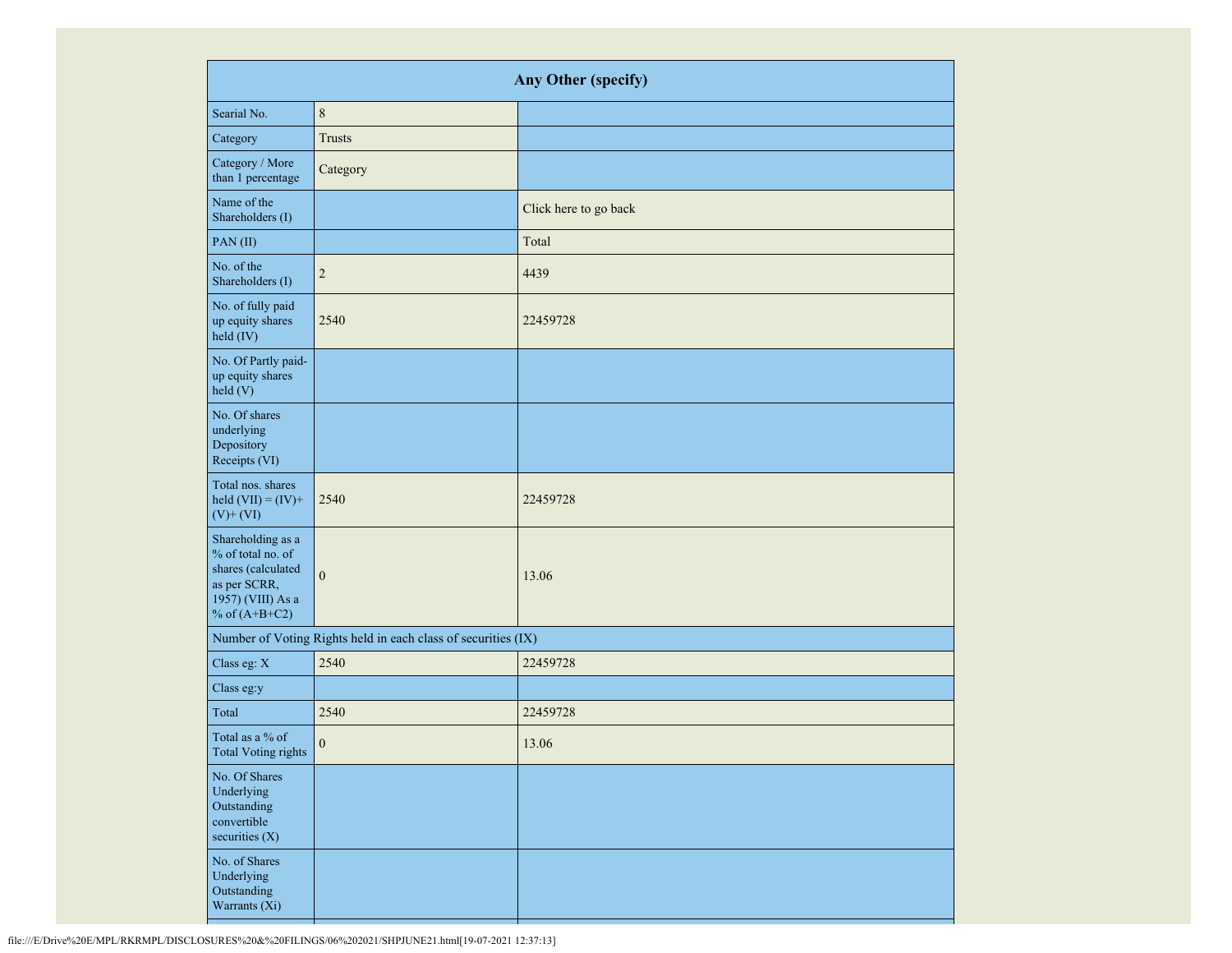| Any Other (specify) | | |
|---|---|---|
| Searial No. | 8 | |
| Category | Trusts | |
| Category / More than 1 percentage | Category | |
| Name of the Shareholders (I) | | Click here to go back |
| PAN (II) | | Total |
| No. of the Shareholders (I) | 2 | 4439 |
| No. of fully paid up equity shares held (IV) | 2540 | 22459728 |
| No. Of Partly paid-up equity shares held (V) | | |
| No. Of shares underlying Depository Receipts (VI) | | |
| Total nos. shares held (VII) = (IV)+ (V)+ (VI) | 2540 | 22459728 |
| Shareholding as a % of total no. of shares (calculated as per SCRR, 1957) (VIII) As a % of (A+B+C2) | 0 | 13.06 |
| Number of Voting Rights held in each class of securities (IX) | | |
| Class eg: X | 2540 | 22459728 |
| Class eg:y | | |
| Total | 2540 | 22459728 |
| Total as a % of Total Voting rights | 0 | 13.06 |
| No. Of Shares Underlying Outstanding convertible securities (X) | | |
| No. of Shares Underlying Outstanding Warrants (Xi) | | |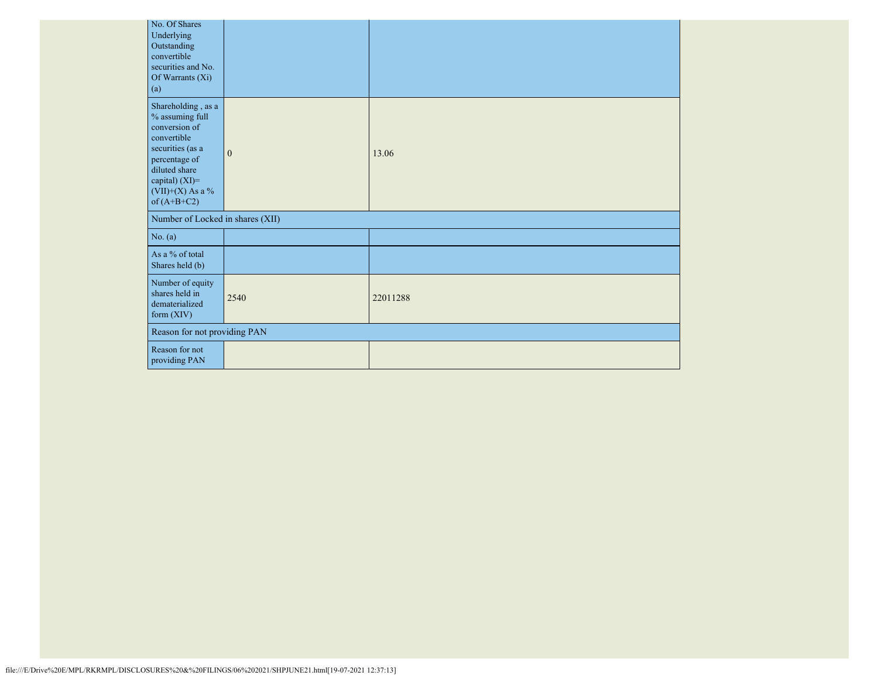| | | |
|---|---|---|
| No. Of Shares Underlying Outstanding convertible securities and No. Of Warrants (Xi) (a) | | |
| Shareholding , as a % assuming full conversion of convertible securities (as a percentage of diluted share capital) (XI)= (VII)+(X) As a % of (A+B+C2) | 0 | 13.06 |
| Number of Locked in shares (XII) | | |
| No. (a) | | |
| As a % of total Shares held (b) | | |
| Number of equity shares held in dematerialized form (XIV) | 2540 | 22011288 |
| Reason for not providing PAN | | |
| Reason for not providing PAN | | |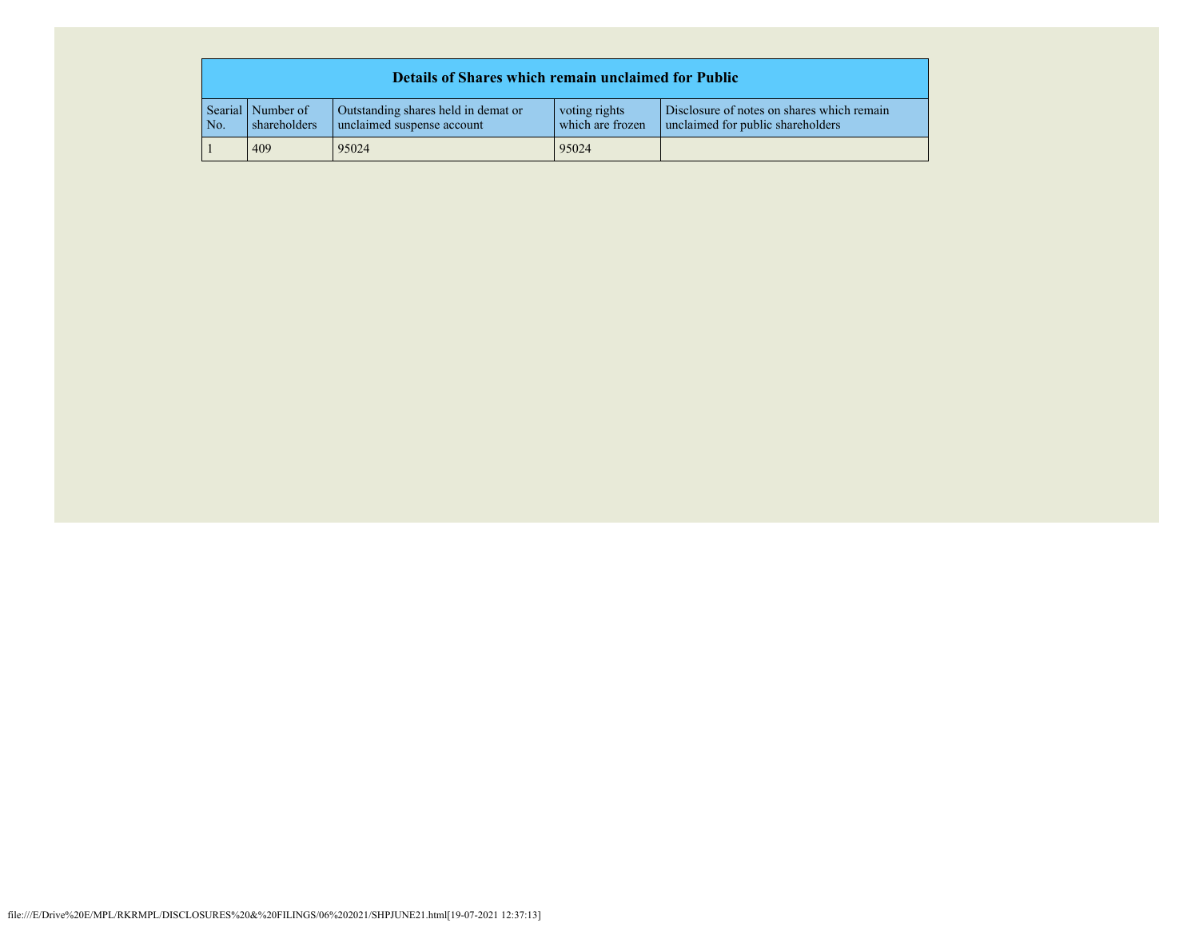| Details of Shares which remain unclaimed for Public | | | | |
| --- | --- | --- | --- | --- |
| Searial No. | Number of shareholders | Outstanding shares held in demat or unclaimed suspense account | voting rights which are frozen | Disclosure of notes on shares which remain unclaimed for public shareholders |
| 1 | 409 | 95024 | 95024 | |